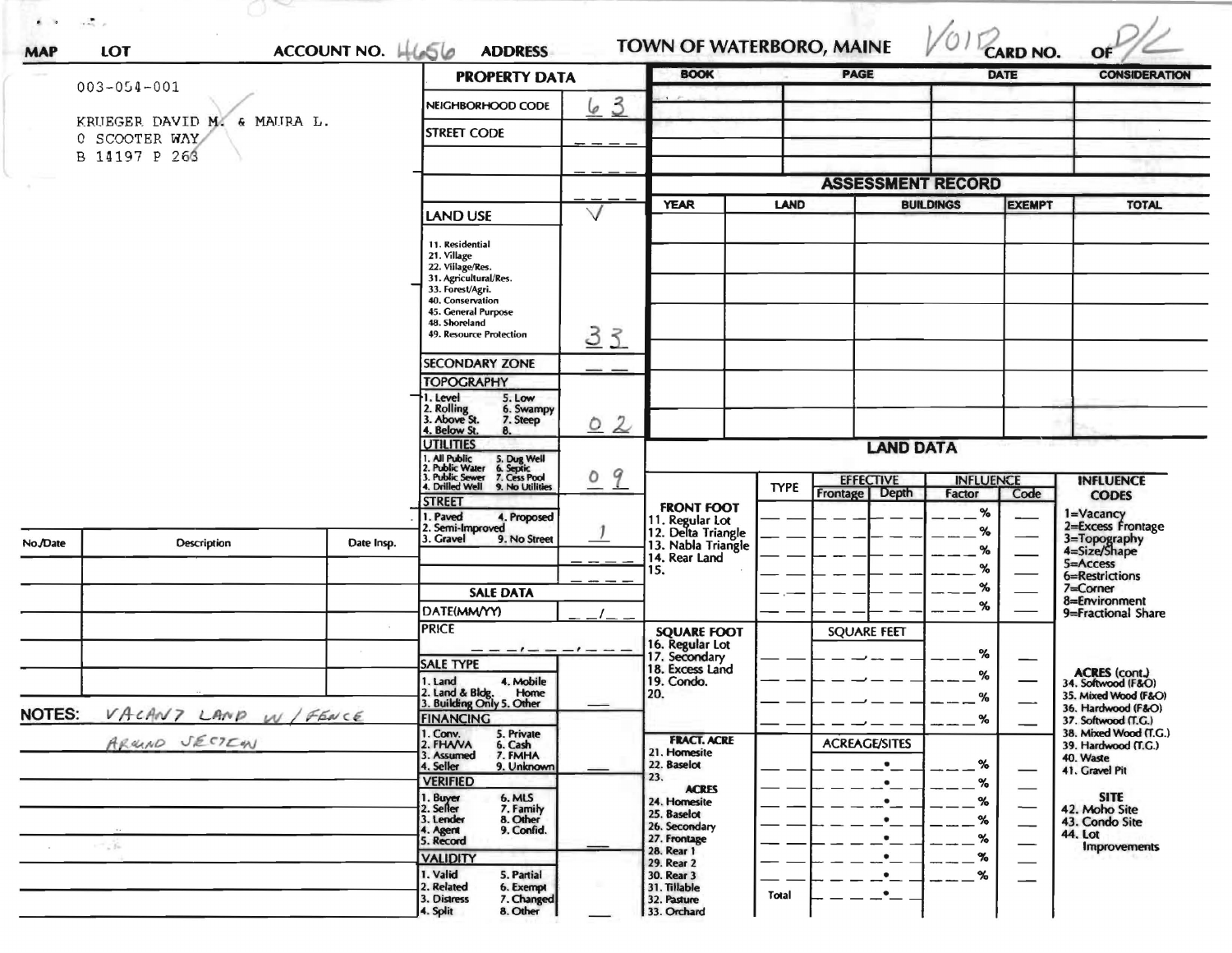MAP | LOT | ACCOUNT NO. 4656 | ADDRESS

**TOWN OF WATERBORO, MAINE** VOID CARD NO. OF D/L

003-054-001

KRUEGER DAVID M. & MAURA L.
0 SCOOTER WAY
B 14197 P 263

## PROPERTY DATA

| Field | Value |
|---|---|
| NEIGHBORHOOD CODE | 63 |
| STREET CODE | |
| LAND USE | √ |
| 11. Residential, 21. Village, 22. Village/Res., 31. Agricultural/Res., 33. Forest/Agri., 40. Conservation, 45. General Purpose, 48. Shoreland, 49. Resource Protection | 33 |
| SECONDARY ZONE | |
| TOPOGRAPHY: 1. Level, 2. Rolling, 3. Above St., 4. Below St., 5. Low, 6. Swampy, 7. Steep, 8. | 02 |
| UTILITIES: 1. All Public, 2. Public Water, 3. Public Sewer, 4. Drilled Well, 5. Dug Well, 6. Septic, 7. Cess Pool, 9. No Utilities | 09 |
| STREET: 1. Paved, 2. Semi-Improved, 3. Gravel, 4. Proposed, 9. No Street | 1 |

### SALE DATA

| Field | Value |
|---|---|
| DATE(MM/YY) | |
| PRICE | |
| SALE TYPE: 1. Land, 2. Land & Bldg., 3. Building Only, 4. Mobile Home, 5. Other | |
| FINANCING: 1. Conv., 2. FHA/VA, 3. Assumed, 4. Seller, 5. Private, 6. Cash, 7. FMHA, 9. Unknown | |
| VERIFIED: 1. Buyer, 2. Seller, 3. Lender, 4. Agent, 5. Record, 6. MLS, 7. Family, 8. Other, 9. Confid. | |
| VALIDITY: 1. Valid, 2. Related, 3. Distress, 4. Split, 5. Partial, 6. Exempt, 7. Changed, 8. Other | |

| BOOK | PAGE | DATE | CONSIDERATION |
|---|---|---|---|
| | | | |
| | | | |
| | | | |

## ASSESSMENT RECORD

| YEAR | LAND | BUILDINGS | EXEMPT | TOTAL |
|---|---|---|---|---|
| | | | | |
| | | | | |
| | | | | |
| | | | | |
| | | | | |
| | | | | |
| | | | | |

## LAND DATA

| | TYPE | EFFECTIVE Frontage | EFFECTIVE Depth | INFLUENCE Factor | INFLUENCE Code |
|---|---|---|---|---|---|
| FRONT FOOT: 11. Regular Lot, 12. Delta Triangle, 13. Nabla Triangle, 14. Rear Land, 15. | | | | % | |
| SQUARE FOOT: 16. Regular Lot, 17. Secondary, 18. Excess Land, 19. Condo., 20. | | SQUARE FEET | | % | |
| FRACT. ACRE: 21. Homesite, 22. Baselot, 23. | | ACREAGE/SITES | | % | |
| ACRES: 24. Homesite, 25. Baselot, 26. Secondary, 27. Frontage, 28. Rear 1, 29. Rear 2, 30. Rear 3, 31. Tillable, 32. Pasture, 33. Orchard | Total | | | % | |

**INFLUENCE CODES**
1=Vacancy
2=Excess Frontage
3=Topography
4=Size/Shape
5=Access
6=Restrictions
7=Corner
8=Environment
9=Fractional Share

**ACRES (cont.)**
34. Softwood (F&O)
35. Mixed Wood (F&O)
36. Hardwood (F&O)
37. Softwood (T.G.)
38. Mixed Wood (T.G.)
39. Hardwood (T.G.)
40. Waste
41. Gravel Pit

**SITE**
42. Moho Site
43. Condo Site
44. Lot Improvements

| No./Date | Description | Date Insp. |
|---|---|---|
| | | |
| | | |
| | | |
| | | |
| | | |

**NOTES:** VACANT LAND W/ FENCE AROUND SECTION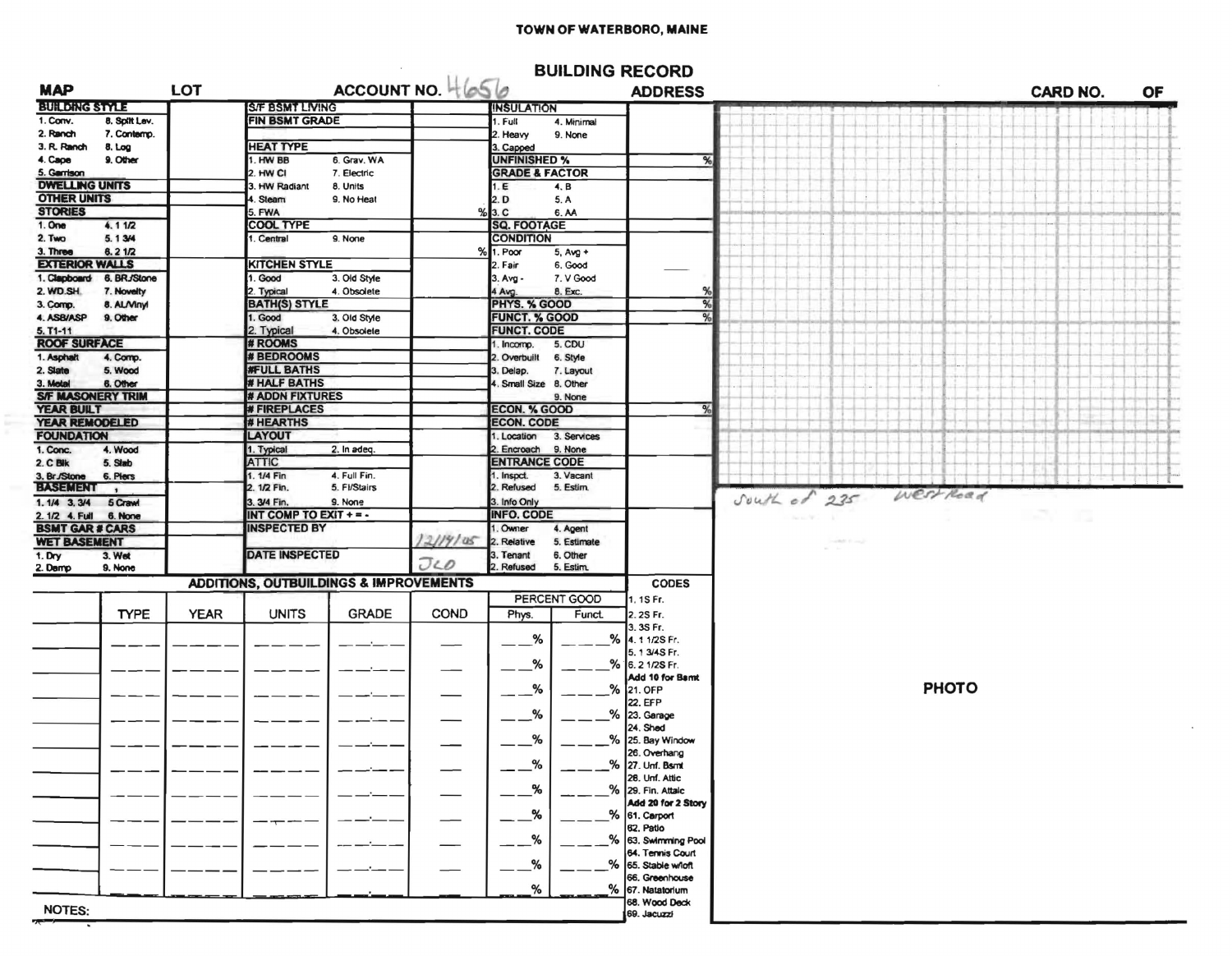TOWN OF WATERBORO, MAINE

# BUILDING RECORD

**MAP** | **LOT** | **ACCOUNT NO.** 4656 | **ADDRESS** | **CARD NO.** | **OF**

| | | | | | |
|---|---|---|---|---|---|
| **BUILDING STYLE** 1. Conv. 8. Split Lev. 2. Ranch 7. Contemp. 3. R. Ranch 8. Log 4. Cape 9. Other 5. Garrison | | **S/F BSMT LIVING** | | **INSULATION** 1. Full 4. Minimal 2. Heavy 9. None 3. Capped | |
| **DWELLING UNITS** | | **FIN BSMT GRADE** | | **UNFINISHED %** | % |
| **OTHER UNITS** | | **HEAT TYPE** 1. HW BB 6. Grav. WA 2. HW CI 7. Electric 3. HW Radiant 8. Units 4. Steam 9. No Heat 5. FWA | % | **GRADE & FACTOR** 1. E 4. B 2. D 5. A 3. C 6. AA | |
| **STORIES** 1. One 4. 1 1/2 2. Two 5. 1 3/4 3. Three 6. 2 1/2 | | **COOL TYPE** 1. Central 9. None | % | **SQ. FOOTAGE** | |
| **EXTERIOR WALLS** 1. Clapboard 6. BR./Stone 2. WD.SH. 7. Novelty 3. Comp. 8. AL/Vinyl 4. ASB/ASP 9. Other 5. T1-11 | | **KITCHEN STYLE** 1. Good 3. Old Style 2. Typical 4. Obsolete | | **CONDITION** 1. Poor 5. Avg + 2. Fair 6. Good 3. Avg - 7. V Good 4 Avg. 8. Exc. | |
| | | **BATH(S) STYLE** 1. Good 3. Old Style 2. Typical 4. Obsolete | | **PHYS. % GOOD** | % |
| | | | | **FUNCT. % GOOD** | % |
| **ROOF SURFACE** 1. Asphalt 4. Comp. 2. Slate 5. Wood 3. Metal 6. Other | | **# ROOMS** | | **FUNCT. CODE** 1. Incomp. 5. CDU 2. Overbuilt 6. Style 3. Delap. 7. Layout 4. Small Size 8. Other 9. None | |
| | | **# BEDROOMS** | | | |
| | | **#FULL BATHS** | | | |
| | | **# HALF BATHS** | | | |
| **S/F MASONERY TRIM** | | **# ADDN FIXTURES** | | | |
| **YEAR BUILT** | | **# FIREPLACES** | | **ECON. % GOOD** | % |
| **YEAR REMODELED** | | **# HEARTHS** | | **ECON. CODE** 1. Location 3. Services 2. Encroach 9. None | |
| **FOUNDATION** 1. Conc. 4. Wood 2. C Blk 5. Slab 3. Br./Stone 6. Piers | | **LAYOUT** 1. Typical 2. In adeq. | | | |
| **BASEMENT** 1. 1/4 3. 3/4 5 Crawl 2. 1/2 4. Full 6. None | | **ATTIC** 1. 1/4 Fin 4. Full Fin. 2. 1/2 Fin. 5. Fl/Stairs 3. 3/4 Fin. 9. None | | **ENTRANCE CODE** 1. Inspct. 3. Vacant 2. Refused 5. Estim. 3. Info Only | |
| | | **INT COMP TO EXIT + = -** | | **INFO. CODE** 1. Owner 4. Agent 2. Relative 5. Estimate 3. Tenant 6. Other 2. Refused 5. Estim. | |
| **BSMT GAR # CARS** | | **INSPECTED BY** | 12/14/05 | | |
| **WET BASEMENT** 1. Dry 3. Wet 2. Damp 9. None | | **DATE INSPECTED** | JLO | | |

South of 235 West Road

## ADDITIONS, OUTBUILDINGS & IMPROVEMENTS

| | TYPE | YEAR | UNITS | GRADE | COND | PERCENT GOOD Phys. | PERCENT GOOD Funct. |
|---|---|---|---|---|---|---|---|
| | | | | | | % | % |
| | | | | | | % | % |
| | | | | | | % | % |
| | | | | | | % | % |
| | | | | | | % | % |
| | | | | | | % | % |
| | | | | | | % | % |
| | | | | | | % | % |
| | | | | | | % | % |
| | | | | | | % | % |
| | | | | | | % | % |

**CODES**
1. 1S Fr.
2. 2S Fr.
3. 3S Fr.
4. 1 1/2S Fr.
5. 1 3/4S Fr.
6. 2 1/2S Fr.

**Add 10 for Bsmt**
21. OFP
22. EFP
23. Garage
24. Shed
25. Bay Window
26. Overhang
27. Unf. Bsmt
28. Unf. Attic
29. Fin. Attaic

**Add 20 for 2 Story**
61. Carport
62. Patio
63. Swimming Pool
64. Tennis Court
65. Stable w/loft
66. Greenhouse
67. Natatorium
68. Wood Deck
69. Jacuzzi

**PHOTO**

NOTES: